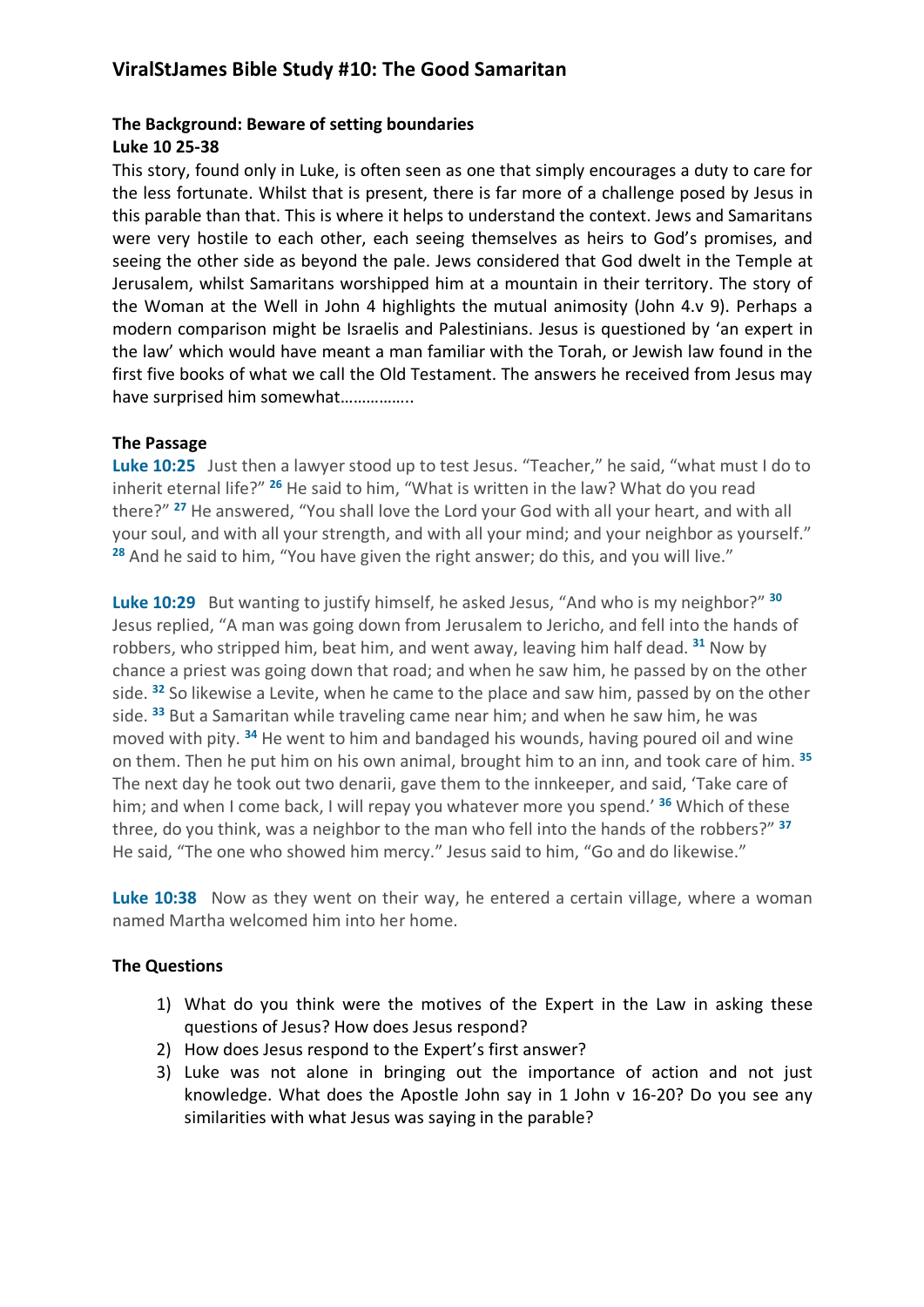# ViralStJames Bible Study #10: The Good Samaritan

**The Background: Beware of setting boundaries**
**Luke 10 25-38**

This story, found only in Luke, is often seen as one that simply encourages a duty to care for the less fortunate. Whilst that is present, there is far more of a challenge posed by Jesus in this parable than that. This is where it helps to understand the context. Jews and Samaritans were very hostile to each other, each seeing themselves as heirs to God's promises, and seeing the other side as beyond the pale. Jews considered that God dwelt in the Temple at Jerusalem, whilst Samaritans worshipped him at a mountain in their territory. The story of the Woman at the Well in John 4 highlights the mutual animosity (John 4.v 9). Perhaps a modern comparison might be Israelis and Palestinians. Jesus is questioned by 'an expert in the law' which would have meant a man familiar with the Torah, or Jewish law found in the first five books of what we call the Old Testament. The answers he received from Jesus may have surprised him somewhat……………..

**The Passage**

**Luke 10:25** Just then a lawyer stood up to test Jesus. "Teacher," he said, "what must I do to inherit eternal life?" [26] He said to him, "What is written in the law? What do you read there?" [27] He answered, "You shall love the Lord your God with all your heart, and with all your soul, and with all your strength, and with all your mind; and your neighbor as yourself." [28] And he said to him, "You have given the right answer; do this, and you will live."

**Luke 10:29** But wanting to justify himself, he asked Jesus, "And who is my neighbor?" [30] Jesus replied, "A man was going down from Jerusalem to Jericho, and fell into the hands of robbers, who stripped him, beat him, and went away, leaving him half dead. [31] Now by chance a priest was going down that road; and when he saw him, he passed by on the other side. [32] So likewise a Levite, when he came to the place and saw him, passed by on the other side. [33] But a Samaritan while traveling came near him; and when he saw him, he was moved with pity. [34] He went to him and bandaged his wounds, having poured oil and wine on them. Then he put him on his own animal, brought him to an inn, and took care of him. [35] The next day he took out two denarii, gave them to the innkeeper, and said, 'Take care of him; and when I come back, I will repay you whatever more you spend.' [36] Which of these three, do you think, was a neighbor to the man who fell into the hands of the robbers?" [37] He said, "The one who showed him mercy." Jesus said to him, "Go and do likewise."

**Luke 10:38** Now as they went on their way, he entered a certain village, where a woman named Martha welcomed him into her home.

**The Questions**

1) What do you think were the motives of the Expert in the Law in asking these questions of Jesus? How does Jesus respond?
2) How does Jesus respond to the Expert's first answer?
3) Luke was not alone in bringing out the importance of action and not just knowledge. What does the Apostle John say in 1 John v 16-20? Do you see any similarities with what Jesus was saying in the parable?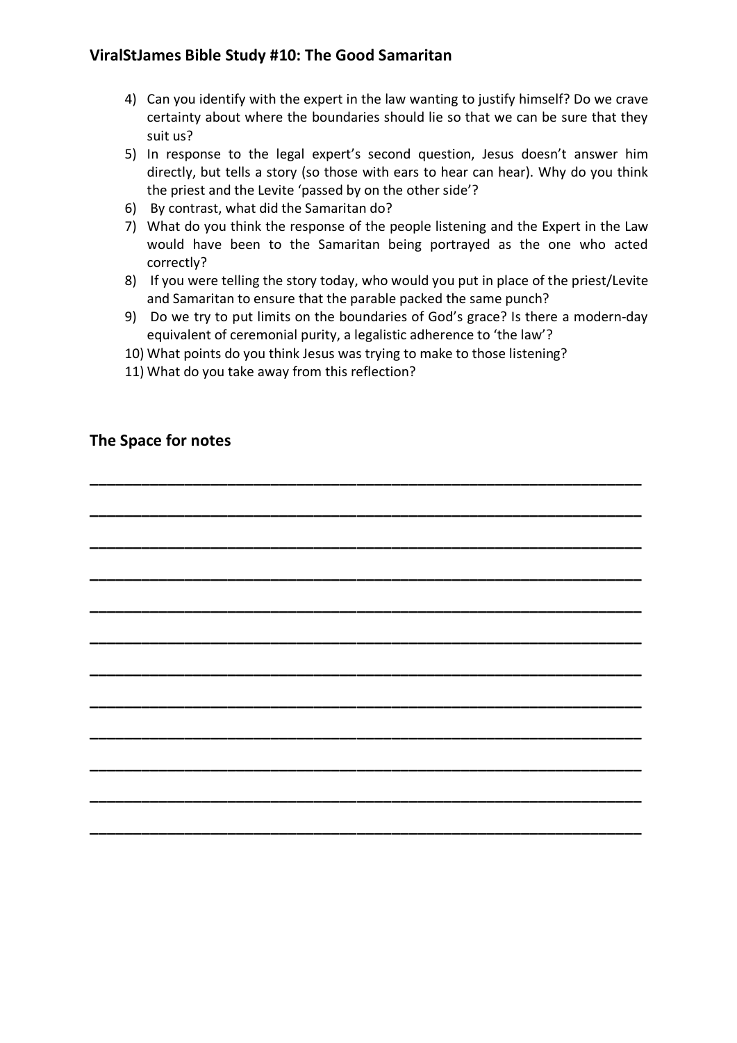4) Can you identify with the expert in the law wanting to justify himself? Do we crave certainty about where the boundaries should lie so that we can be sure that they suit us?
5) In response to the legal expert's second question, Jesus doesn't answer him directly, but tells a story (so those with ears to hear can hear). Why do you think the priest and the Levite 'passed by on the other side'?
6) By contrast, what did the Samaritan do?
7) What do you think the response of the people listening and the Expert in the Law would have been to the Samaritan being portrayed as the one who acted correctly?
8) If you were telling the story today, who would you put in place of the priest/Levite and Samaritan to ensure that the parable packed the same punch?
9) Do we try to put limits on the boundaries of God's grace? Is there a modern-day equivalent of ceremonial purity, a legalistic adherence to 'the law'?
10) What points do you think Jesus was trying to make to those listening?
11) What do you take away from this reflection?

## The Space for notes